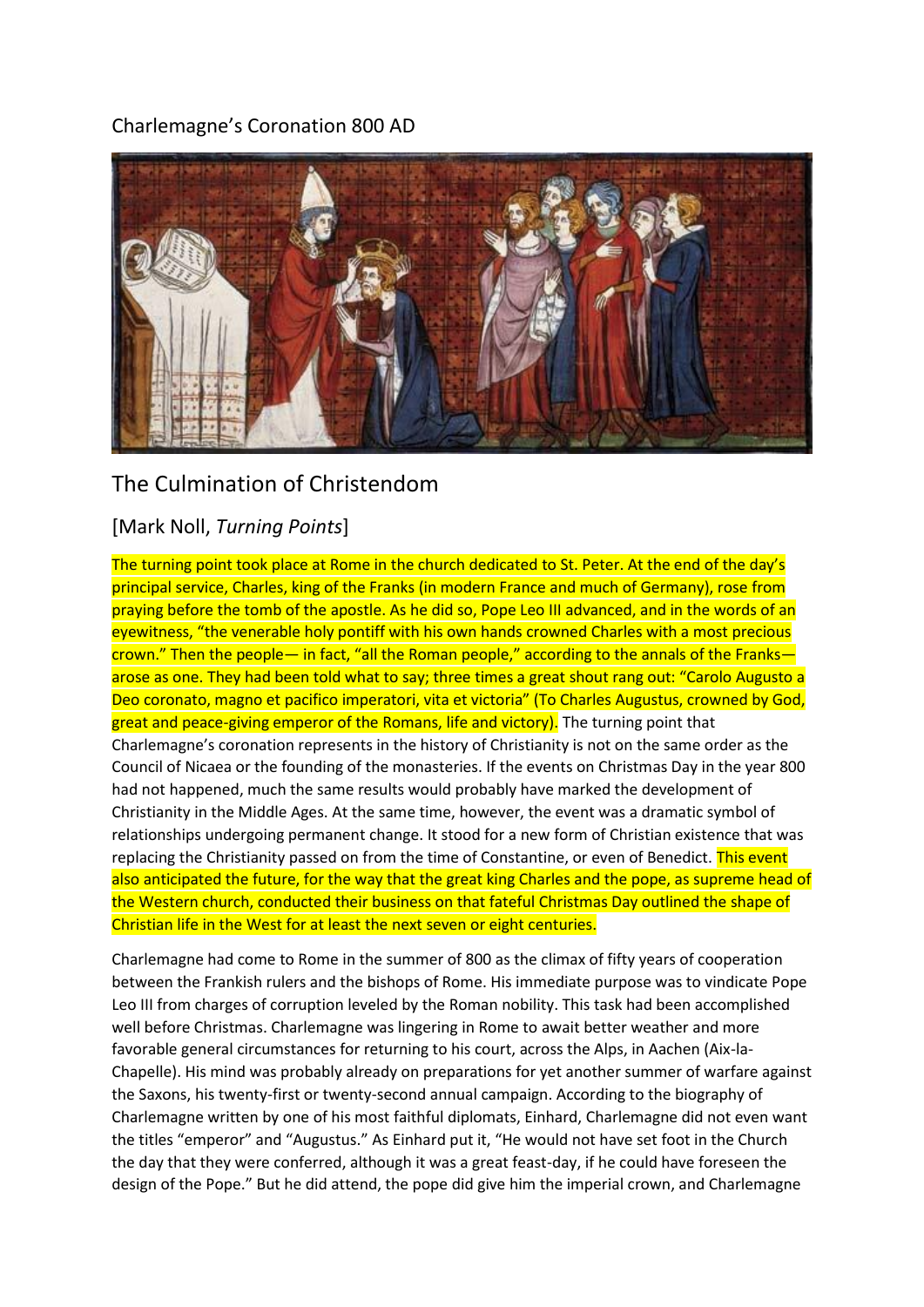Charlemagne's Coronation 800 AD

## The Culmination of Christendom

### [Mark Noll, *Turning Points*]

The turning point took place at Rome in the church dedicated to St. Peter. At the end of the day's principal service, Charles, king of the Franks (in modern France and much of Germany), rose from praying before the tomb of the apostle. As he did so, Pope Leo III advanced, and in the words of an eyewitness, "the venerable holy pontiff with his own hands crowned Charles with a most precious crown." Then the people— in fact, "all the Roman people," according to the annals of the Franks— arose as one. They had been told what to say; three times a great shout rang out: "Carolo Augusto a Deo coronato, magno et pacifico imperatori, vita et victoria" (To Charles Augustus, crowned by God, great and peace-giving emperor of the Romans, life and victory). The turning point that Charlemagne's coronation represents in the history of Christianity is not on the same order as the Council of Nicaea or the founding of the monasteries. If the events on Christmas Day in the year 800 had not happened, much the same results would probably have marked the development of Christianity in the Middle Ages. At the same time, however, the event was a dramatic symbol of relationships undergoing permanent change. It stood for a new form of Christian existence that was replacing the Christianity passed on from the time of Constantine, or even of Benedict. This event also anticipated the future, for the way that the great king Charles and the pope, as supreme head of the Western church, conducted their business on that fateful Christmas Day outlined the shape of Christian life in the West for at least the next seven or eight centuries.

Charlemagne had come to Rome in the summer of 800 as the climax of fifty years of cooperation between the Frankish rulers and the bishops of Rome. His immediate purpose was to vindicate Pope Leo III from charges of corruption leveled by the Roman nobility. This task had been accomplished well before Christmas. Charlemagne was lingering in Rome to await better weather and more favorable general circumstances for returning to his court, across the Alps, in Aachen (Aix-la-Chapelle). His mind was probably already on preparations for yet another summer of warfare against the Saxons, his twenty-first or twenty-second annual campaign. According to the biography of Charlemagne written by one of his most faithful diplomats, Einhard, Charlemagne did not even want the titles "emperor" and "Augustus." As Einhard put it, "He would not have set foot in the Church the day that they were conferred, although it was a great feast-day, if he could have foreseen the design of the Pope." But he did attend, the pope did give him the imperial crown, and Charlemagne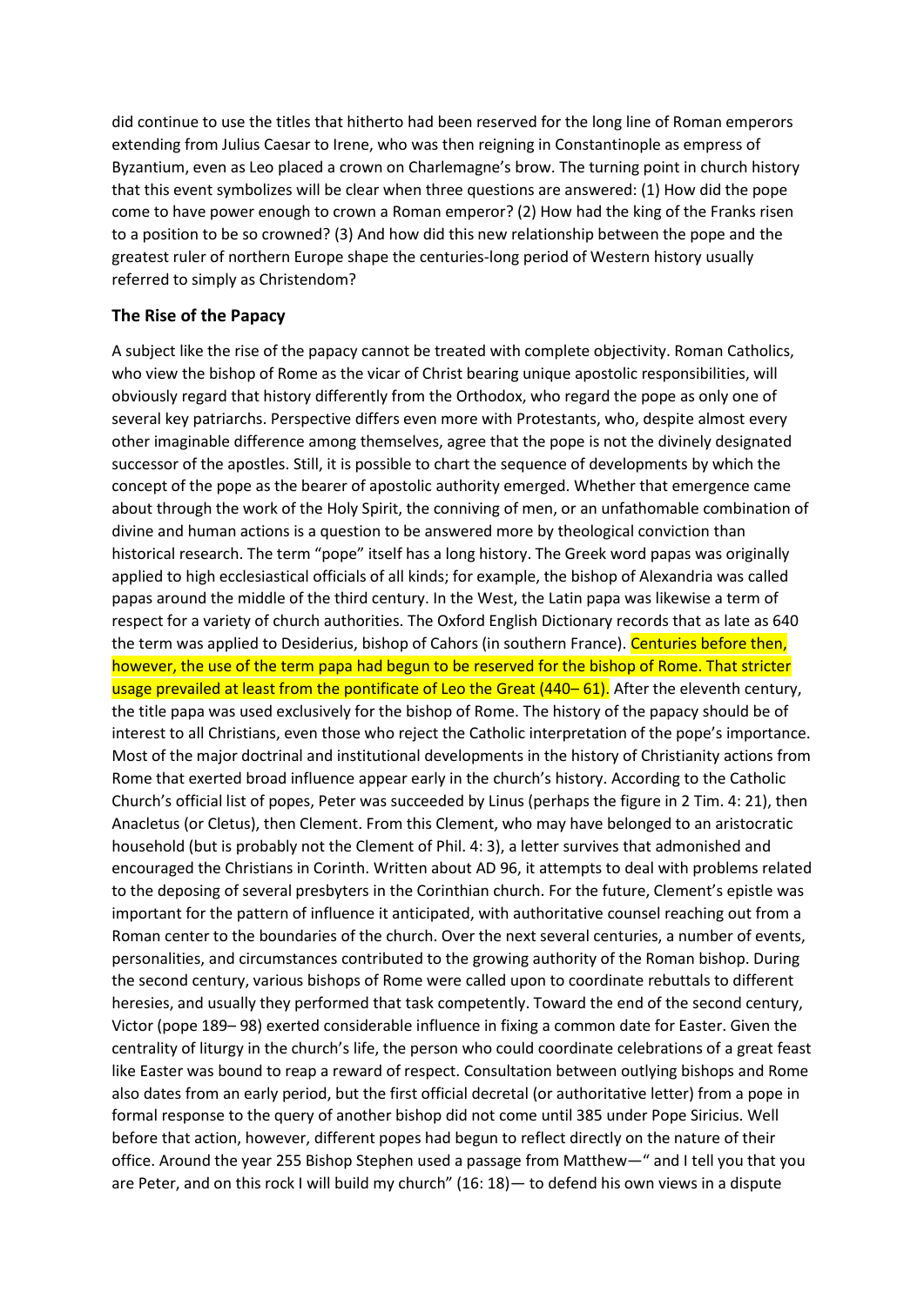did continue to use the titles that hitherto had been reserved for the long line of Roman emperors extending from Julius Caesar to Irene, who was then reigning in Constantinople as empress of Byzantium, even as Leo placed a crown on Charlemagne's brow. The turning point in church history that this event symbolizes will be clear when three questions are answered: (1) How did the pope come to have power enough to crown a Roman emperor? (2) How had the king of the Franks risen to a position to be so crowned? (3) And how did this new relationship between the pope and the greatest ruler of northern Europe shape the centuries-long period of Western history usually referred to simply as Christendom?

## The Rise of the Papacy

A subject like the rise of the papacy cannot be treated with complete objectivity. Roman Catholics, who view the bishop of Rome as the vicar of Christ bearing unique apostolic responsibilities, will obviously regard that history differently from the Orthodox, who regard the pope as only one of several key patriarchs. Perspective differs even more with Protestants, who, despite almost every other imaginable difference among themselves, agree that the pope is not the divinely designated successor of the apostles. Still, it is possible to chart the sequence of developments by which the concept of the pope as the bearer of apostolic authority emerged. Whether that emergence came about through the work of the Holy Spirit, the conniving of men, or an unfathomable combination of divine and human actions is a question to be answered more by theological conviction than historical research. The term "pope" itself has a long history. The Greek word papas was originally applied to high ecclesiastical officials of all kinds; for example, the bishop of Alexandria was called papas around the middle of the third century. In the West, the Latin papa was likewise a term of respect for a variety of church authorities. The Oxford English Dictionary records that as late as 640 the term was applied to Desiderius, bishop of Cahors (in southern France). Centuries before then, however, the use of the term papa had begun to be reserved for the bishop of Rome. That stricter usage prevailed at least from the pontificate of Leo the Great (440– 61). After the eleventh century, the title papa was used exclusively for the bishop of Rome. The history of the papacy should be of interest to all Christians, even those who reject the Catholic interpretation of the pope's importance. Most of the major doctrinal and institutional developments in the history of Christianity actions from Rome that exerted broad influence appear early in the church's history. According to the Catholic Church's official list of popes, Peter was succeeded by Linus (perhaps the figure in 2 Tim. 4: 21), then Anacletus (or Cletus), then Clement. From this Clement, who may have belonged to an aristocratic household (but is probably not the Clement of Phil. 4: 3), a letter survives that admonished and encouraged the Christians in Corinth. Written about AD 96, it attempts to deal with problems related to the deposing of several presbyters in the Corinthian church. For the future, Clement's epistle was important for the pattern of influence it anticipated, with authoritative counsel reaching out from a Roman center to the boundaries of the church. Over the next several centuries, a number of events, personalities, and circumstances contributed to the growing authority of the Roman bishop. During the second century, various bishops of Rome were called upon to coordinate rebuttals to different heresies, and usually they performed that task competently. Toward the end of the second century, Victor (pope 189– 98) exerted considerable influence in fixing a common date for Easter. Given the centrality of liturgy in the church's life, the person who could coordinate celebrations of a great feast like Easter was bound to reap a reward of respect. Consultation between outlying bishops and Rome also dates from an early period, but the first official decretal (or authoritative letter) from a pope in formal response to the query of another bishop did not come until 385 under Pope Siricius. Well before that action, however, different popes had begun to reflect directly on the nature of their office. Around the year 255 Bishop Stephen used a passage from Matthew—" and I tell you that you are Peter, and on this rock I will build my church" (16: 18)— to defend his own views in a dispute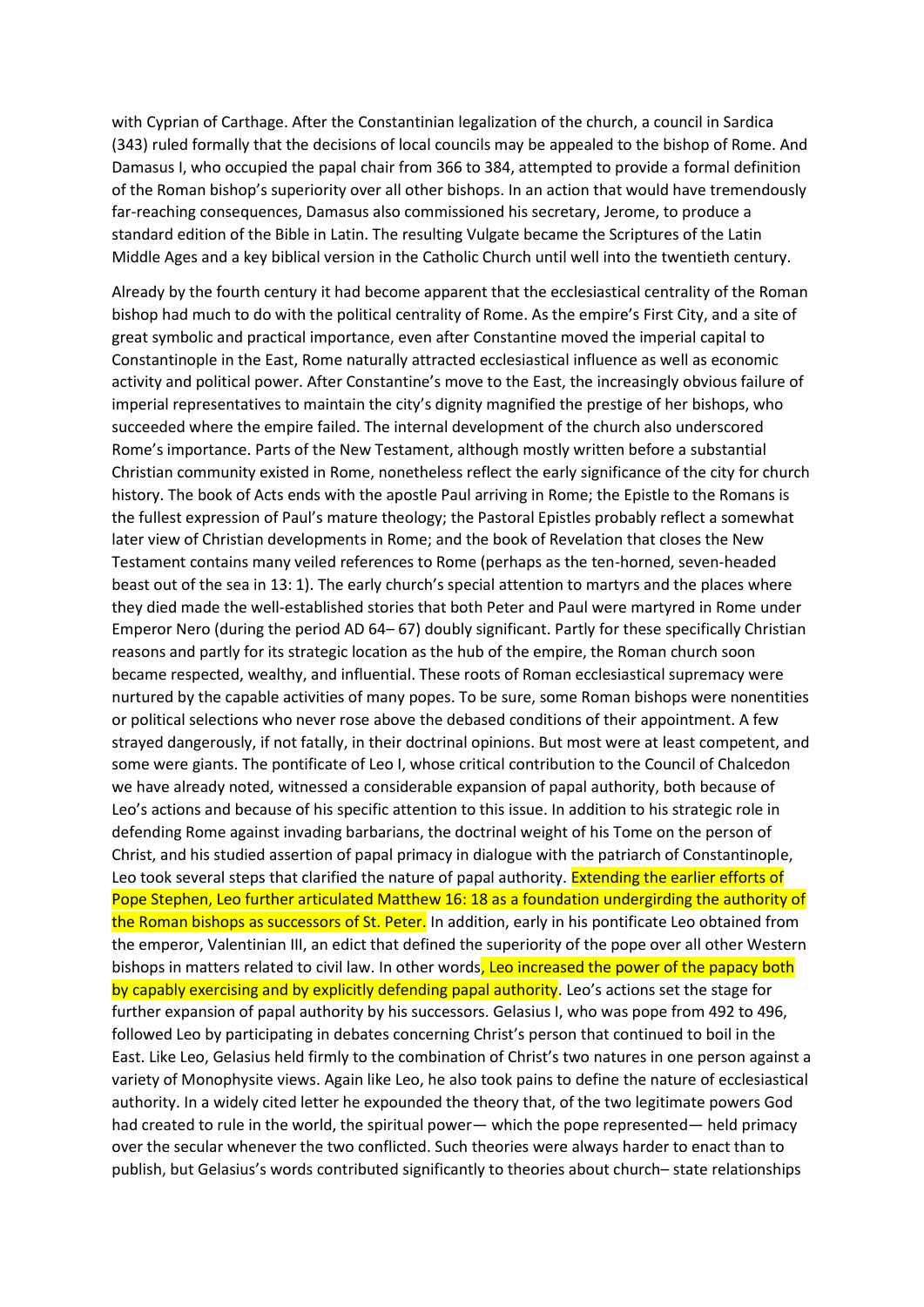with Cyprian of Carthage. After the Constantinian legalization of the church, a council in Sardica (343) ruled formally that the decisions of local councils may be appealed to the bishop of Rome. And Damasus I, who occupied the papal chair from 366 to 384, attempted to provide a formal definition of the Roman bishop's superiority over all other bishops. In an action that would have tremendously far-reaching consequences, Damasus also commissioned his secretary, Jerome, to produce a standard edition of the Bible in Latin. The resulting Vulgate became the Scriptures of the Latin Middle Ages and a key biblical version in the Catholic Church until well into the twentieth century.

Already by the fourth century it had become apparent that the ecclesiastical centrality of the Roman bishop had much to do with the political centrality of Rome. As the empire's First City, and a site of great symbolic and practical importance, even after Constantine moved the imperial capital to Constantinople in the East, Rome naturally attracted ecclesiastical influence as well as economic activity and political power. After Constantine's move to the East, the increasingly obvious failure of imperial representatives to maintain the city's dignity magnified the prestige of her bishops, who succeeded where the empire failed. The internal development of the church also underscored Rome's importance. Parts of the New Testament, although mostly written before a substantial Christian community existed in Rome, nonetheless reflect the early significance of the city for church history. The book of Acts ends with the apostle Paul arriving in Rome; the Epistle to the Romans is the fullest expression of Paul's mature theology; the Pastoral Epistles probably reflect a somewhat later view of Christian developments in Rome; and the book of Revelation that closes the New Testament contains many veiled references to Rome (perhaps as the ten-horned, seven-headed beast out of the sea in 13: 1). The early church's special attention to martyrs and the places where they died made the well-established stories that both Peter and Paul were martyred in Rome under Emperor Nero (during the period AD 64– 67) doubly significant. Partly for these specifically Christian reasons and partly for its strategic location as the hub of the empire, the Roman church soon became respected, wealthy, and influential. These roots of Roman ecclesiastical supremacy were nurtured by the capable activities of many popes. To be sure, some Roman bishops were nonentities or political selections who never rose above the debased conditions of their appointment. A few strayed dangerously, if not fatally, in their doctrinal opinions. But most were at least competent, and some were giants. The pontificate of Leo I, whose critical contribution to the Council of Chalcedon we have already noted, witnessed a considerable expansion of papal authority, both because of Leo's actions and because of his specific attention to this issue. In addition to his strategic role in defending Rome against invading barbarians, the doctrinal weight of his Tome on the person of Christ, and his studied assertion of papal primacy in dialogue with the patriarch of Constantinople, Leo took several steps that clarified the nature of papal authority. Extending the earlier efforts of Pope Stephen, Leo further articulated Matthew 16: 18 as a foundation undergirding the authority of the Roman bishops as successors of St. Peter. In addition, early in his pontificate Leo obtained from the emperor, Valentinian III, an edict that defined the superiority of the pope over all other Western bishops in matters related to civil law. In other words, Leo increased the power of the papacy both by capably exercising and by explicitly defending papal authority. Leo's actions set the stage for further expansion of papal authority by his successors. Gelasius I, who was pope from 492 to 496, followed Leo by participating in debates concerning Christ's person that continued to boil in the East. Like Leo, Gelasius held firmly to the combination of Christ's two natures in one person against a variety of Monophysite views. Again like Leo, he also took pains to define the nature of ecclesiastical authority. In a widely cited letter he expounded the theory that, of the two legitimate powers God had created to rule in the world, the spiritual power— which the pope represented— held primacy over the secular whenever the two conflicted. Such theories were always harder to enact than to publish, but Gelasius's words contributed significantly to theories about church– state relationships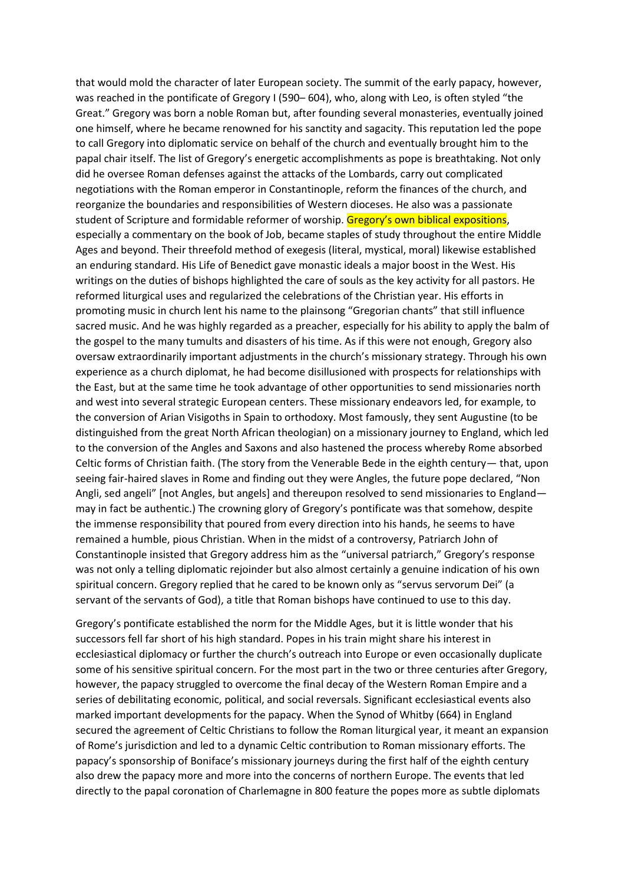that would mold the character of later European society. The summit of the early papacy, however, was reached in the pontificate of Gregory I (590– 604), who, along with Leo, is often styled "the Great." Gregory was born a noble Roman but, after founding several monasteries, eventually joined one himself, where he became renowned for his sanctity and sagacity. This reputation led the pope to call Gregory into diplomatic service on behalf of the church and eventually brought him to the papal chair itself. The list of Gregory's energetic accomplishments as pope is breathtaking. Not only did he oversee Roman defenses against the attacks of the Lombards, carry out complicated negotiations with the Roman emperor in Constantinople, reform the finances of the church, and reorganize the boundaries and responsibilities of Western dioceses. He also was a passionate student of Scripture and formidable reformer of worship. Gregory's own biblical expositions, especially a commentary on the book of Job, became staples of study throughout the entire Middle Ages and beyond. Their threefold method of exegesis (literal, mystical, moral) likewise established an enduring standard. His Life of Benedict gave monastic ideals a major boost in the West. His writings on the duties of bishops highlighted the care of souls as the key activity for all pastors. He reformed liturgical uses and regularized the celebrations of the Christian year. His efforts in promoting music in church lent his name to the plainsong "Gregorian chants" that still influence sacred music. And he was highly regarded as a preacher, especially for his ability to apply the balm of the gospel to the many tumults and disasters of his time. As if this were not enough, Gregory also oversaw extraordinarily important adjustments in the church's missionary strategy. Through his own experience as a church diplomat, he had become disillusioned with prospects for relationships with the East, but at the same time he took advantage of other opportunities to send missionaries north and west into several strategic European centers. These missionary endeavors led, for example, to the conversion of Arian Visigoths in Spain to orthodoxy. Most famously, they sent Augustine (to be distinguished from the great North African theologian) on a missionary journey to England, which led to the conversion of the Angles and Saxons and also hastened the process whereby Rome absorbed Celtic forms of Christian faith. (The story from the Venerable Bede in the eighth century— that, upon seeing fair-haired slaves in Rome and finding out they were Angles, the future pope declared, "Non Angli, sed angeli" [not Angles, but angels] and thereupon resolved to send missionaries to England— may in fact be authentic.) The crowning glory of Gregory's pontificate was that somehow, despite the immense responsibility that poured from every direction into his hands, he seems to have remained a humble, pious Christian. When in the midst of a controversy, Patriarch John of Constantinople insisted that Gregory address him as the "universal patriarch," Gregory's response was not only a telling diplomatic rejoinder but also almost certainly a genuine indication of his own spiritual concern. Gregory replied that he cared to be known only as "servus servorum Dei" (a servant of the servants of God), a title that Roman bishops have continued to use to this day.

Gregory's pontificate established the norm for the Middle Ages, but it is little wonder that his successors fell far short of his high standard. Popes in his train might share his interest in ecclesiastical diplomacy or further the church's outreach into Europe or even occasionally duplicate some of his sensitive spiritual concern. For the most part in the two or three centuries after Gregory, however, the papacy struggled to overcome the final decay of the Western Roman Empire and a series of debilitating economic, political, and social reversals. Significant ecclesiastical events also marked important developments for the papacy. When the Synod of Whitby (664) in England secured the agreement of Celtic Christians to follow the Roman liturgical year, it meant an expansion of Rome's jurisdiction and led to a dynamic Celtic contribution to Roman missionary efforts. The papacy's sponsorship of Boniface's missionary journeys during the first half of the eighth century also drew the papacy more and more into the concerns of northern Europe. The events that led directly to the papal coronation of Charlemagne in 800 feature the popes more as subtle diplomats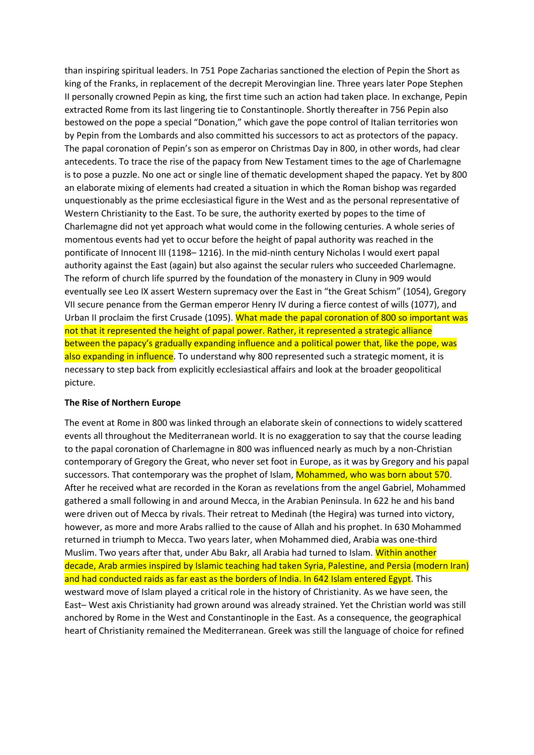than inspiring spiritual leaders. In 751 Pope Zacharias sanctioned the election of Pepin the Short as king of the Franks, in replacement of the decrepit Merovingian line. Three years later Pope Stephen II personally crowned Pepin as king, the first time such an action had taken place. In exchange, Pepin extracted Rome from its last lingering tie to Constantinople. Shortly thereafter in 756 Pepin also bestowed on the pope a special "Donation," which gave the pope control of Italian territories won by Pepin from the Lombards and also committed his successors to act as protectors of the papacy. The papal coronation of Pepin's son as emperor on Christmas Day in 800, in other words, had clear antecedents. To trace the rise of the papacy from New Testament times to the age of Charlemagne is to pose a puzzle. No one act or single line of thematic development shaped the papacy. Yet by 800 an elaborate mixing of elements had created a situation in which the Roman bishop was regarded unquestionably as the prime ecclesiastical figure in the West and as the personal representative of Western Christianity to the East. To be sure, the authority exerted by popes to the time of Charlemagne did not yet approach what would come in the following centuries. A whole series of momentous events had yet to occur before the height of papal authority was reached in the pontificate of Innocent III (1198– 1216). In the mid-ninth century Nicholas I would exert papal authority against the East (again) but also against the secular rulers who succeeded Charlemagne. The reform of church life spurred by the foundation of the monastery in Cluny in 909 would eventually see Leo IX assert Western supremacy over the East in "the Great Schism" (1054), Gregory VII secure penance from the German emperor Henry IV during a fierce contest of wills (1077), and Urban II proclaim the first Crusade (1095). What made the papal coronation of 800 so important was not that it represented the height of papal power. Rather, it represented a strategic alliance between the papacy's gradually expanding influence and a political power that, like the pope, was also expanding in influence. To understand why 800 represented such a strategic moment, it is necessary to step back from explicitly ecclesiastical affairs and look at the broader geopolitical picture.

**The Rise of Northern Europe**

The event at Rome in 800 was linked through an elaborate skein of connections to widely scattered events all throughout the Mediterranean world. It is no exaggeration to say that the course leading to the papal coronation of Charlemagne in 800 was influenced nearly as much by a non-Christian contemporary of Gregory the Great, who never set foot in Europe, as it was by Gregory and his papal successors. That contemporary was the prophet of Islam, Mohammed, who was born about 570. After he received what are recorded in the Koran as revelations from the angel Gabriel, Mohammed gathered a small following in and around Mecca, in the Arabian Peninsula. In 622 he and his band were driven out of Mecca by rivals. Their retreat to Medinah (the Hegira) was turned into victory, however, as more and more Arabs rallied to the cause of Allah and his prophet. In 630 Mohammed returned in triumph to Mecca. Two years later, when Mohammed died, Arabia was one-third Muslim. Two years after that, under Abu Bakr, all Arabia had turned to Islam. Within another decade, Arab armies inspired by Islamic teaching had taken Syria, Palestine, and Persia (modern Iran) and had conducted raids as far east as the borders of India. In 642 Islam entered Egypt. This westward move of Islam played a critical role in the history of Christianity. As we have seen, the East– West axis Christianity had grown around was already strained. Yet the Christian world was still anchored by Rome in the West and Constantinople in the East. As a consequence, the geographical heart of Christianity remained the Mediterranean. Greek was still the language of choice for refined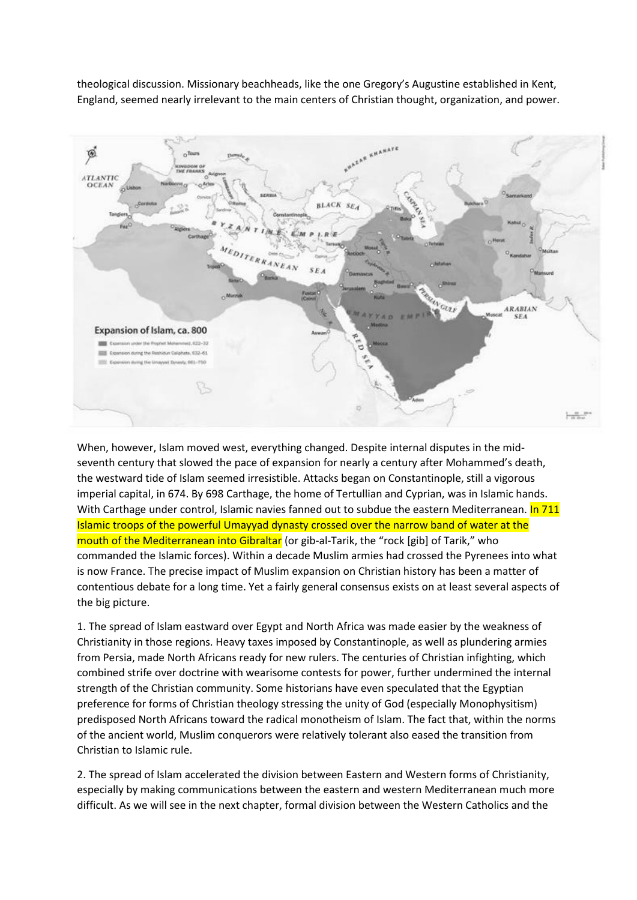theological discussion. Missionary beachheads, like the one Gregory's Augustine established in Kent, England, seemed nearly irrelevant to the main centers of Christian thought, organization, and power.

When, however, Islam moved west, everything changed. Despite internal disputes in the mid-seventh century that slowed the pace of expansion for nearly a century after Mohammed's death, the westward tide of Islam seemed irresistible. Attacks began on Constantinople, still a vigorous imperial capital, in 674. By 698 Carthage, the home of Tertullian and Cyprian, was in Islamic hands. With Carthage under control, Islamic navies fanned out to subdue the eastern Mediterranean. In 711 Islamic troops of the powerful Umayyad dynasty crossed over the narrow band of water at the mouth of the Mediterranean into Gibraltar (or gib-al-Tarik, the "rock [gib] of Tarik," who commanded the Islamic forces). Within a decade Muslim armies had crossed the Pyrenees into what is now France. The precise impact of Muslim expansion on Christian history has been a matter of contentious debate for a long time. Yet a fairly general consensus exists on at least several aspects of the big picture.

1. The spread of Islam eastward over Egypt and North Africa was made easier by the weakness of Christianity in those regions. Heavy taxes imposed by Constantinople, as well as plundering armies from Persia, made North Africans ready for new rulers. The centuries of Christian infighting, which combined strife over doctrine with wearisome contests for power, further undermined the internal strength of the Christian community. Some historians have even speculated that the Egyptian preference for forms of Christian theology stressing the unity of God (especially Monophysitism) predisposed North Africans toward the radical monotheism of Islam. The fact that, within the norms of the ancient world, Muslim conquerors were relatively tolerant also eased the transition from Christian to Islamic rule.

2. The spread of Islam accelerated the division between Eastern and Western forms of Christianity, especially by making communications between the eastern and western Mediterranean much more difficult. As we will see in the next chapter, formal division between the Western Catholics and the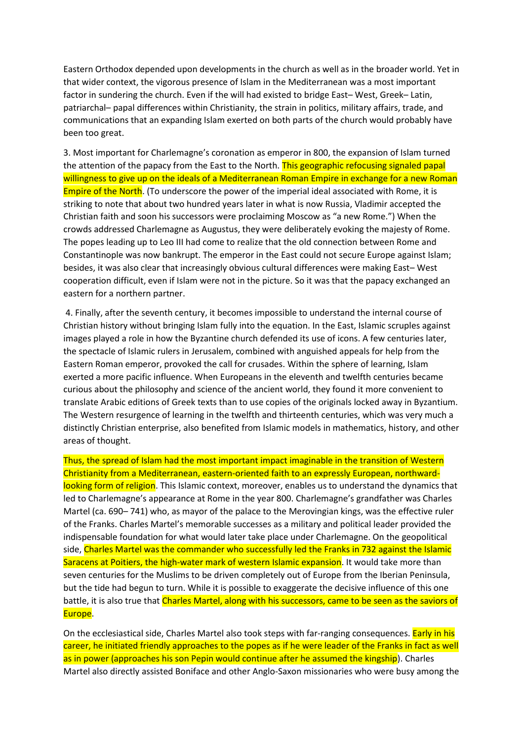Eastern Orthodox depended upon developments in the church as well as in the broader world. Yet in that wider context, the vigorous presence of Islam in the Mediterranean was a most important factor in sundering the church. Even if the will had existed to bridge East– West, Greek– Latin, patriarchal– papal differences within Christianity, the strain in politics, military affairs, trade, and communications that an expanding Islam exerted on both parts of the church would probably have been too great.

3. Most important for Charlemagne's coronation as emperor in 800, the expansion of Islam turned the attention of the papacy from the East to the North. This geographic refocusing signaled papal willingness to give up on the ideals of a Mediterranean Roman Empire in exchange for a new Roman Empire of the North. (To underscore the power of the imperial ideal associated with Rome, it is striking to note that about two hundred years later in what is now Russia, Vladimir accepted the Christian faith and soon his successors were proclaiming Moscow as "a new Rome.") When the crowds addressed Charlemagne as Augustus, they were deliberately evoking the majesty of Rome. The popes leading up to Leo III had come to realize that the old connection between Rome and Constantinople was now bankrupt. The emperor in the East could not secure Europe against Islam; besides, it was also clear that increasingly obvious cultural differences were making East– West cooperation difficult, even if Islam were not in the picture. So it was that the papacy exchanged an eastern for a northern partner.

4. Finally, after the seventh century, it becomes impossible to understand the internal course of Christian history without bringing Islam fully into the equation. In the East, Islamic scruples against images played a role in how the Byzantine church defended its use of icons. A few centuries later, the spectacle of Islamic rulers in Jerusalem, combined with anguished appeals for help from the Eastern Roman emperor, provoked the call for crusades. Within the sphere of learning, Islam exerted a more pacific influence. When Europeans in the eleventh and twelfth centuries became curious about the philosophy and science of the ancient world, they found it more convenient to translate Arabic editions of Greek texts than to use copies of the originals locked away in Byzantium. The Western resurgence of learning in the twelfth and thirteenth centuries, which was very much a distinctly Christian enterprise, also benefited from Islamic models in mathematics, history, and other areas of thought.

Thus, the spread of Islam had the most important impact imaginable in the transition of Western Christianity from a Mediterranean, eastern-oriented faith to an expressly European, northward-looking form of religion. This Islamic context, moreover, enables us to understand the dynamics that led to Charlemagne's appearance at Rome in the year 800. Charlemagne's grandfather was Charles Martel (ca. 690– 741) who, as mayor of the palace to the Merovingian kings, was the effective ruler of the Franks. Charles Martel's memorable successes as a military and political leader provided the indispensable foundation for what would later take place under Charlemagne. On the geopolitical side, Charles Martel was the commander who successfully led the Franks in 732 against the Islamic Saracens at Poitiers, the high-water mark of western Islamic expansion. It would take more than seven centuries for the Muslims to be driven completely out of Europe from the Iberian Peninsula, but the tide had begun to turn. While it is possible to exaggerate the decisive influence of this one battle, it is also true that Charles Martel, along with his successors, came to be seen as the saviors of Europe.

On the ecclesiastical side, Charles Martel also took steps with far-ranging consequences. Early in his career, he initiated friendly approaches to the popes as if he were leader of the Franks in fact as well as in power (approaches his son Pepin would continue after he assumed the kingship). Charles Martel also directly assisted Boniface and other Anglo-Saxon missionaries who were busy among the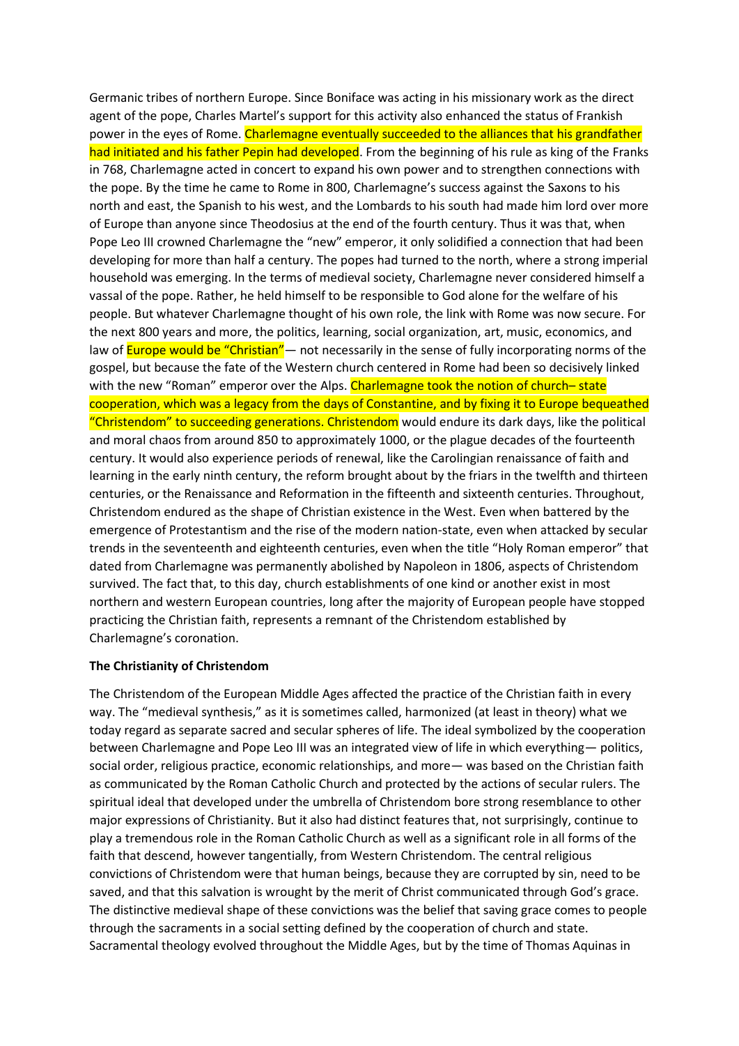Germanic tribes of northern Europe. Since Boniface was acting in his missionary work as the direct agent of the pope, Charles Martel's support for this activity also enhanced the status of Frankish power in the eyes of Rome. Charlemagne eventually succeeded to the alliances that his grandfather had initiated and his father Pepin had developed. From the beginning of his rule as king of the Franks in 768, Charlemagne acted in concert to expand his own power and to strengthen connections with the pope. By the time he came to Rome in 800, Charlemagne's success against the Saxons to his north and east, the Spanish to his west, and the Lombards to his south had made him lord over more of Europe than anyone since Theodosius at the end of the fourth century. Thus it was that, when Pope Leo III crowned Charlemagne the "new" emperor, it only solidified a connection that had been developing for more than half a century. The popes had turned to the north, where a strong imperial household was emerging. In the terms of medieval society, Charlemagne never considered himself a vassal of the pope. Rather, he held himself to be responsible to God alone for the welfare of his people. But whatever Charlemagne thought of his own role, the link with Rome was now secure. For the next 800 years and more, the politics, learning, social organization, art, music, economics, and law of Europe would be "Christian"— not necessarily in the sense of fully incorporating norms of the gospel, but because the fate of the Western church centered in Rome had been so decisively linked with the new "Roman" emperor over the Alps. Charlemagne took the notion of church– state cooperation, which was a legacy from the days of Constantine, and by fixing it to Europe bequeathed "Christendom" to succeeding generations. Christendom would endure its dark days, like the political and moral chaos from around 850 to approximately 1000, or the plague decades of the fourteenth century. It would also experience periods of renewal, like the Carolingian renaissance of faith and learning in the early ninth century, the reform brought about by the friars in the twelfth and thirteen centuries, or the Renaissance and Reformation in the fifteenth and sixteenth centuries. Throughout, Christendom endured as the shape of Christian existence in the West. Even when battered by the emergence of Protestantism and the rise of the modern nation-state, even when attacked by secular trends in the seventeenth and eighteenth centuries, even when the title "Holy Roman emperor" that dated from Charlemagne was permanently abolished by Napoleon in 1806, aspects of Christendom survived. The fact that, to this day, church establishments of one kind or another exist in most northern and western European countries, long after the majority of European people have stopped practicing the Christian faith, represents a remnant of the Christendom established by Charlemagne's coronation.

**The Christianity of Christendom**

The Christendom of the European Middle Ages affected the practice of the Christian faith in every way. The "medieval synthesis," as it is sometimes called, harmonized (at least in theory) what we today regard as separate sacred and secular spheres of life. The ideal symbolized by the cooperation between Charlemagne and Pope Leo III was an integrated view of life in which everything— politics, social order, religious practice, economic relationships, and more— was based on the Christian faith as communicated by the Roman Catholic Church and protected by the actions of secular rulers. The spiritual ideal that developed under the umbrella of Christendom bore strong resemblance to other major expressions of Christianity. But it also had distinct features that, not surprisingly, continue to play a tremendous role in the Roman Catholic Church as well as a significant role in all forms of the faith that descend, however tangentially, from Western Christendom. The central religious convictions of Christendom were that human beings, because they are corrupted by sin, need to be saved, and that this salvation is wrought by the merit of Christ communicated through God's grace. The distinctive medieval shape of these convictions was the belief that saving grace comes to people through the sacraments in a social setting defined by the cooperation of church and state. Sacramental theology evolved throughout the Middle Ages, but by the time of Thomas Aquinas in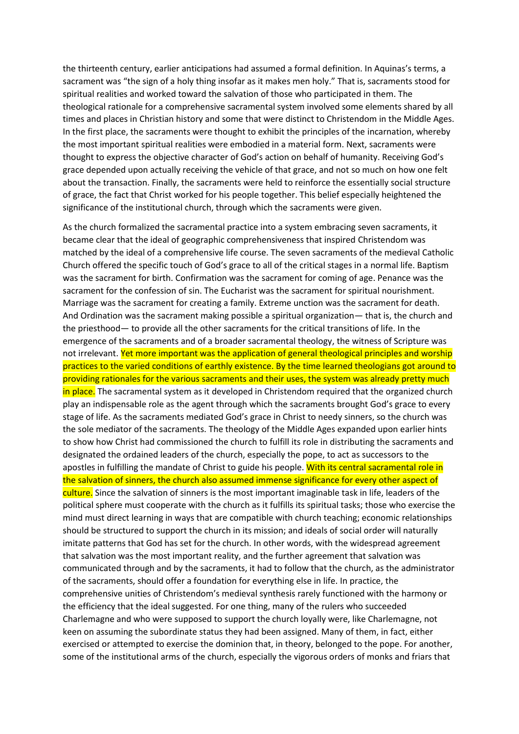the thirteenth century, earlier anticipations had assumed a formal definition. In Aquinas's terms, a sacrament was "the sign of a holy thing insofar as it makes men holy." That is, sacraments stood for spiritual realities and worked toward the salvation of those who participated in them. The theological rationale for a comprehensive sacramental system involved some elements shared by all times and places in Christian history and some that were distinct to Christendom in the Middle Ages. In the first place, the sacraments were thought to exhibit the principles of the incarnation, whereby the most important spiritual realities were embodied in a material form. Next, sacraments were thought to express the objective character of God's action on behalf of humanity. Receiving God's grace depended upon actually receiving the vehicle of that grace, and not so much on how one felt about the transaction. Finally, the sacraments were held to reinforce the essentially social structure of grace, the fact that Christ worked for his people together. This belief especially heightened the significance of the institutional church, through which the sacraments were given.

As the church formalized the sacramental practice into a system embracing seven sacraments, it became clear that the ideal of geographic comprehensiveness that inspired Christendom was matched by the ideal of a comprehensive life course. The seven sacraments of the medieval Catholic Church offered the specific touch of God's grace to all of the critical stages in a normal life. Baptism was the sacrament for birth. Confirmation was the sacrament for coming of age. Penance was the sacrament for the confession of sin. The Eucharist was the sacrament for spiritual nourishment. Marriage was the sacrament for creating a family. Extreme unction was the sacrament for death. And Ordination was the sacrament making possible a spiritual organization— that is, the church and the priesthood— to provide all the other sacraments for the critical transitions of life. In the emergence of the sacraments and of a broader sacramental theology, the witness of Scripture was not irrelevant. Yet more important was the application of general theological principles and worship practices to the varied conditions of earthly existence. By the time learned theologians got around to providing rationales for the various sacraments and their uses, the system was already pretty much in place. The sacramental system as it developed in Christendom required that the organized church play an indispensable role as the agent through which the sacraments brought God's grace to every stage of life. As the sacraments mediated God's grace in Christ to needy sinners, so the church was the sole mediator of the sacraments. The theology of the Middle Ages expanded upon earlier hints to show how Christ had commissioned the church to fulfill its role in distributing the sacraments and designated the ordained leaders of the church, especially the pope, to act as successors to the apostles in fulfilling the mandate of Christ to guide his people. With its central sacramental role in the salvation of sinners, the church also assumed immense significance for every other aspect of culture. Since the salvation of sinners is the most important imaginable task in life, leaders of the political sphere must cooperate with the church as it fulfills its spiritual tasks; those who exercise the mind must direct learning in ways that are compatible with church teaching; economic relationships should be structured to support the church in its mission; and ideals of social order will naturally imitate patterns that God has set for the church. In other words, with the widespread agreement that salvation was the most important reality, and the further agreement that salvation was communicated through and by the sacraments, it had to follow that the church, as the administrator of the sacraments, should offer a foundation for everything else in life. In practice, the comprehensive unities of Christendom's medieval synthesis rarely functioned with the harmony or the efficiency that the ideal suggested. For one thing, many of the rulers who succeeded Charlemagne and who were supposed to support the church loyally were, like Charlemagne, not keen on assuming the subordinate status they had been assigned. Many of them, in fact, either exercised or attempted to exercise the dominion that, in theory, belonged to the pope. For another, some of the institutional arms of the church, especially the vigorous orders of monks and friars that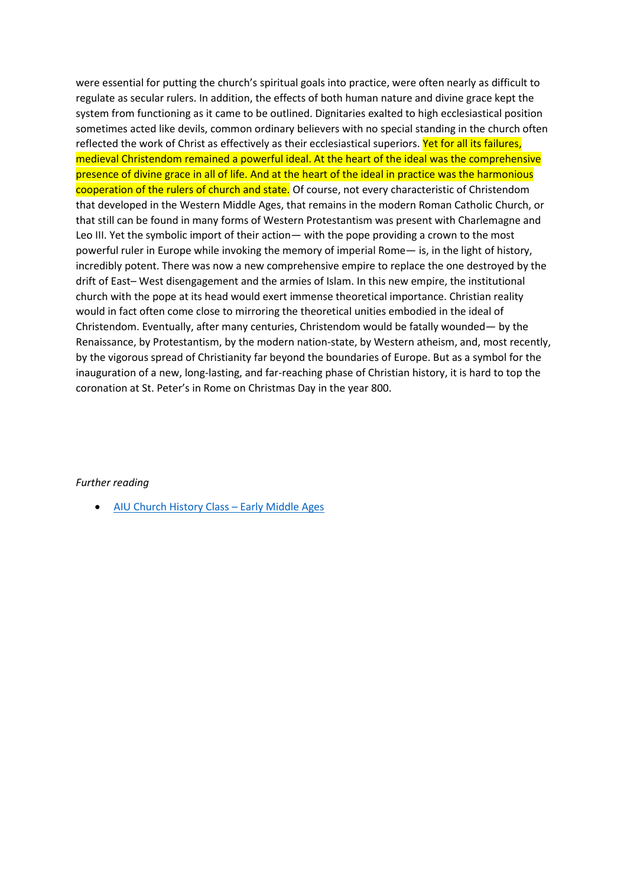were essential for putting the church's spiritual goals into practice, were often nearly as difficult to regulate as secular rulers. In addition, the effects of both human nature and divine grace kept the system from functioning as it came to be outlined. Dignitaries exalted to high ecclesiastical position sometimes acted like devils, common ordinary believers with no special standing in the church often reflected the work of Christ as effectively as their ecclesiastical superiors. Yet for all its failures, medieval Christendom remained a powerful ideal. At the heart of the ideal was the comprehensive presence of divine grace in all of life. And at the heart of the ideal in practice was the harmonious cooperation of the rulers of church and state. Of course, not every characteristic of Christendom that developed in the Western Middle Ages, that remains in the modern Roman Catholic Church, or that still can be found in many forms of Western Protestantism was present with Charlemagne and Leo III. Yet the symbolic import of their action— with the pope providing a crown to the most powerful ruler in Europe while invoking the memory of imperial Rome— is, in the light of history, incredibly potent. There was now a new comprehensive empire to replace the one destroyed by the drift of East– West disengagement and the armies of Islam. In this new empire, the institutional church with the pope at its head would exert immense theoretical importance. Christian reality would in fact often come close to mirroring the theoretical unities embodied in the ideal of Christendom. Eventually, after many centuries, Christendom would be fatally wounded— by the Renaissance, by Protestantism, by the modern nation-state, by Western atheism, and, most recently, by the vigorous spread of Christianity far beyond the boundaries of Europe. But as a symbol for the inauguration of a new, long-lasting, and far-reaching phase of Christian history, it is hard to top the coronation at St. Peter's in Rome on Christmas Day in the year 800.

*Further reading*

- AIU Church History Class – Early Middle Ages